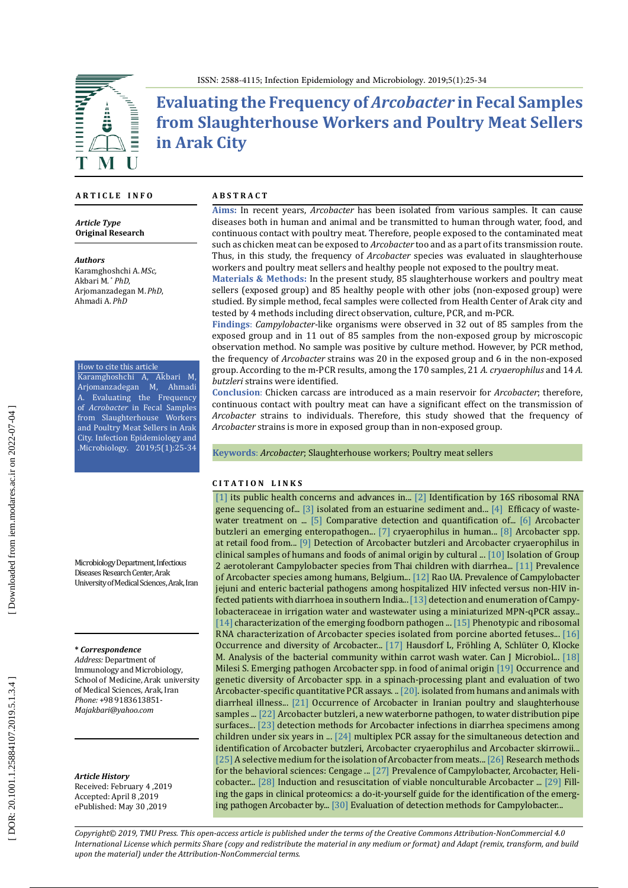ISSN: 2588-4115; Infection Epidemiology and Microbiology. 2019;5(1):25-34

# Evaluating the Frequency of *Arcobacter* in Fecal Samples from Slaughterhouse Workers and Poultry Meat Sellers in Arak City

## ARTICLE INFO

***Article Type***
**Original Research**

***Authors***
Karamghoshchi A. *MSc,*
Akbari M. * *PhD,*
Arjomanzadegan M. *PhD,*
Ahmadi A. *PhD*

How to cite this article
Karamghoshchi A, Akbari M, Arjomanzadegan M, Ahmadi A. Evaluating the Frequency of *Acrobacter* in Fecal Samples from Slaughterhouse Workers and Poultry Meat Sellers in Arak City. Infection Epidemiology and .Microbiology. 2019;5(1):25-34

Microbiology Department, Infectious Diseases Research Center, Arak University of Medical Sciences, Arak, Iran

***\* Correspondence***
*Address:* Department of Immunology and Microbiology, School of Medicine, Arak university of Medical Sciences, Arak, Iran
*Phone:* +98 9183613851-
*Majakbari@yahoo.com*

***Article History***
Received: February 4 ,2019
Accepted: April 8 ,2019
ePublished: May 30 ,2019

## ABSTRACT

**Aims:** In recent years, *Arcobacter* has been isolated from various samples. It can cause diseases both in human and animal and be transmitted to human through water, food, and continuous contact with poultry meat. Therefore, people exposed to the contaminated meat such as chicken meat can be exposed to *Arcobacter* too and as a part of its transmission route. Thus, in this study, the frequency of *Arcobacter* species was evaluated in slaughterhouse workers and poultry meat sellers and healthy people not exposed to the poultry meat.

**Materials & Methods:** In the present study, 85 slaughterhouse workers and poultry meat sellers (exposed group) and 85 healthy people with other jobs (non-exposed group) were studied. By simple method, fecal samples were collected from Health Center of Arak city and tested by 4 methods including direct observation, culture, PCR, and m-PCR.

**Findings**: *Campylobacter*-like organisms were observed in 32 out of 85 samples from the exposed group and in 11 out of 85 samples from the non-exposed group by microscopic observation method. No sample was positive by culture method. However, by PCR method, the frequency of *Arcobacter* strains was 20 in the exposed group and 6 in the non-exposed group. According to the m-PCR results, among the 170 samples, 21 *A. cryaerophilus* and 14 *A. butzleri* strains were identified.

**Conclusion**: Chicken carcass are introduced as a main reservoir for *Arcobacter*; therefore, continuous contact with poultry meat can have a significant effect on the transmission of *Arcobacter* strains to individuals. Therefore, this study showed that the frequency of *Arcobacter* strains is more in exposed group than in non-exposed group.

**Keywords**: *Arcobacter*; Slaughterhouse workers; Poultry meat sellers

## CITATION LINKS

[1] its public health concerns and advances in... [2] Identification by 16S ribosomal RNA gene sequencing of... [3] isolated from an estuarine sediment and... [4] Efficacy of wastewater treatment on ... [5] Comparative detection and quantification of... [6] Arcobacter butzleri an emerging enteropathogen... [7] cryaerophilus in human... [8] Arcobacter spp. at retail food from... [9] Detection of Arcobacter butzleri and Arcobacter cryaerophilus in clinical samples of humans and foods of animal origin by cultural ... [10] Isolation of Group 2 aerotolerant Campylobacter species from Thai children with diarrhea... [11] Prevalence of Arcobacter species among humans, Belgium... [12] Rao UA. Prevalence of Campylobacter jejuni and enteric bacterial pathogens among hospitalized HIV infected versus non-HIV infected patients with diarrhoea in southern India... [13] detection and enumeration of Campylobacteraceae in irrigation water and wastewater using a miniaturized MPN-qPCR assay... [14] characterization of the emerging foodborn pathogen ... [15] Phenotypic and ribosomal RNA characterization of Arcobacter species isolated from porcine aborted fetuses... [16] Occurrence and diversity of Arcobacter... [17] Hausdorf L, Fröhling A, Schlüter O, Klocke M. Analysis of the bacterial community within carrot wash water. Can J Microbiol... [18] Milesi S. Emerging pathogen Arcobacter spp. in food of animal origin [19] Occurrence and genetic diversity of Arcobacter spp. in a spinach-processing plant and evaluation of two Arcobacter-specific quantitative PCR assays. .. [20]. isolated from humans and animals with diarrheal illness... [21] Occurrence of Arcobacter in Iranian poultry and slaughterhouse samples ... [22] Arcobacter butzleri, a new waterborne pathogen, to water distribution pipe surfaces... [23] detection methods for Arcobacter infections in diarrhea specimens among children under six years in ... [24] multiplex PCR assay for the simultaneous detection and identification of Arcobacter butzleri, Arcobacter cryaerophilus and Arcobacter skirrowii... [25] A selective medium for the isolation of Arcobacter from meats... [26] Research methods for the behavioral sciences: Cengage ... [27] Prevalence of Campylobacter, Arcobacter, Helicobacter... [28] Induction and resuscitation of viable nonculturable Arcobacter ... [29] Filling the gaps in clinical proteomics: a do-it-yourself guide for the identification of the emerging pathogen Arcobacter by... [30] Evaluation of detection methods for Campylobacter...

*Copyright© 2019, TMU Press. This open-access article is published under the terms of the Creative Commons Attribution-NonCommercial 4.0 International License which permits Share (copy and redistribute the material in any medium or format) and Adapt (remix, transform, and build upon the material) under the Attribution-NonCommercial terms.*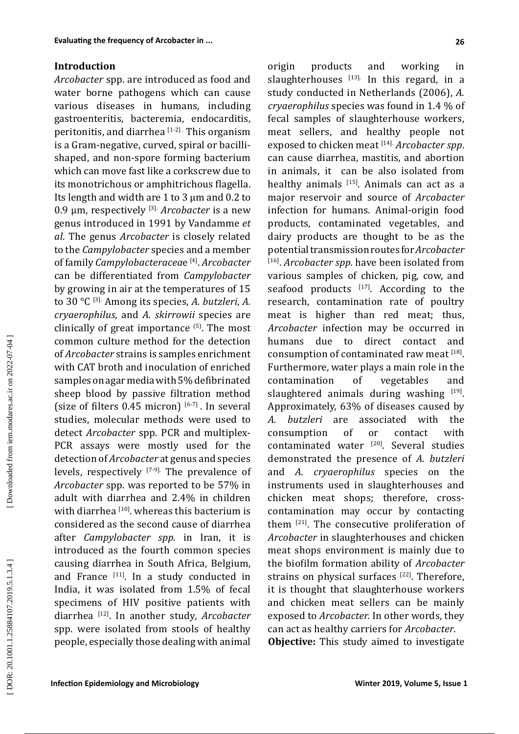## Introduction

*Arcobacter* spp. are introduced as food and water borne pathogens which can cause various diseases in humans, including gastroenteritis, bacteremia, endocarditis, peritonitis, and diarrhea [1-2]. This organism is a Gram-negative, curved, spiral or bacilli-shaped, and non-spore forming bacterium which can move fast like a corkscrew due to its monotrichous or amphitrichous flagella. Its length and width are 1 to 3 μm and 0.2 to 0.9 μm, respectively [3]. *Arcobacter* is a new genus introduced in 1991 by Vandamme *et al*. The genus *Arcobacter* is closely related to the *Campylobacter* species and a member of family *Campylobacteraceae* [4]. *Arcobacter* can be differentiated from *Campylobacter* by growing in air at the temperatures of 15 to 30 °C [3]. Among its species, *A. butzleri*, *A. cryaerophilus*, and *A. skirrowii* species are clinically of great importance [5]. The most common culture method for the detection of *Arcobacter* strains is samples enrichment with CAT broth and inoculation of enriched samples on agar media with 5% defibrinated sheep blood by passive filtration method (size of filters 0.45 micron) [6-7]. In several studies, molecular methods were used to detect *Arcobacter* spp. PCR and multiplex-PCR assays were mostly used for the detection of *Arcobacter* at genus and species levels, respectively [7-9]. The prevalence of *Arcobacter* spp. was reported to be 57% in adult with diarrhea and 2.4% in children with diarrhea [10]. whereas this bacterium is considered as the second cause of diarrhea after *Campylobacter spp*. in Iran, it is introduced as the fourth common species causing diarrhea in South Africa, Belgium, and France [11]. In a study conducted in India, it was isolated from 1.5% of fecal specimens of HIV positive patients with diarrhea [12]. In another study*, Arcobacter* spp. were isolated from stools of healthy people, especially those dealing with animal origin products and working in slaughterhouses [13]. In this regard, in a study conducted in Netherlands (2006), *A. cryaerophilus* species was found in 1.4 % of fecal samples of slaughterhouse workers, meat sellers, and healthy people not exposed to chicken meat [14]. *Arcobacter spp*. can cause diarrhea, mastitis, and abortion in animals, it can be also isolated from healthy animals [15]. Animals can act as a major reservoir and source of *Arcobacter* infection for humans. Animal-origin food products, contaminated vegetables, and dairy products are thought to be as the potential transmission routes for *Arcobacter* [16]. *Arcobacter spp.* have been isolated from various samples of chicken, pig, cow, and seafood products [17]. According to the research, contamination rate of poultry meat is higher than red meat; thus, *Arcobacter* infection may be occurred in humans due to direct contact and consumption of contaminated raw meat [18]. Furthermore, water plays a main role in the contamination of vegetables and slaughtered animals during washing [19]. Approximately, 63% of diseases caused by *A. butzleri* are associated with the consumption of or contact with contaminated water [20]. Several studies demonstrated the presence of *A. butzleri* and *A. cryaerophilus* species on the instruments used in slaughterhouses and chicken meat shops; therefore, cross-contamination may occur by contacting them [21]. The consecutive proliferation of *Arcobacter* in slaughterhouses and chicken meat shops environment is mainly due to the biofilm formation ability of *Arcobacter* strains on physical surfaces [22]. Therefore, it is thought that slaughterhouse workers and chicken meat sellers can be mainly exposed to *Arcobacter.* In other words, they can act as healthy carriers for *Arcobacter*.

**Objective:** This study aimed to investigate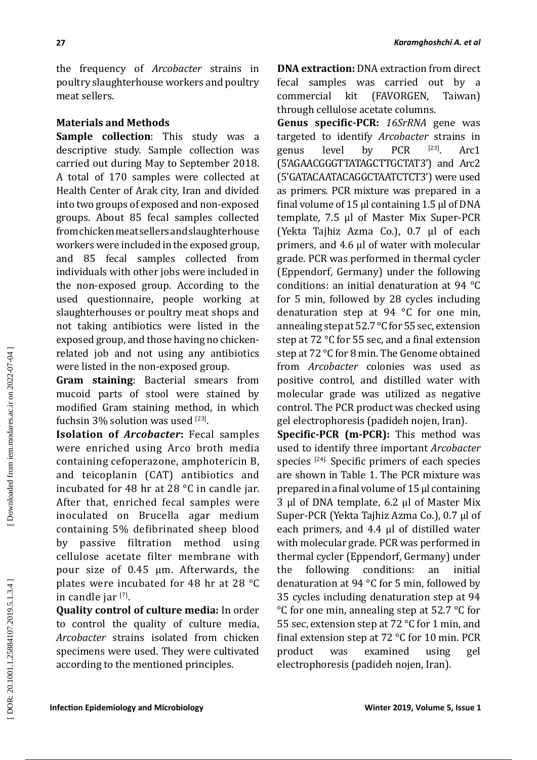the frequency of *Arcobacter* strains in poultry slaughterhouse workers and poultry meat sellers.

## Materials and Methods

**Sample collection**: This study was a descriptive study. Sample collection was carried out during May to September 2018. A total of 170 samples were collected at Health Center of Arak city, Iran and divided into two groups of exposed and non-exposed groups. About 85 fecal samples collected from chicken meat sellers and slaughterhouse workers were included in the exposed group, and 85 fecal samples collected from individuals with other jobs were included in the non-exposed group. According to the used questionnaire, people working at slaughterhouses or poultry meat shops and not taking antibiotics were listed in the exposed group, and those having no chicken-related job and not using any antibiotics were listed in the non-exposed group.

**Gram staining**: Bacterial smears from mucoid parts of stool were stained by modified Gram staining method, in which fuchsin 3% solution was used [23].

**Isolation of *Arcobacter*:** Fecal samples were enriched using Arco broth media containing cefoperazone, amphotericin B, and teicoplanin (CAT) antibiotics and incubated for 48 hr at 28 °C in candle jar. After that, enriched fecal samples were inoculated on Brucella agar medium containing 5% defibrinated sheep blood by passive filtration method using cellulose acetate filter membrane with pour size of 0.45 µm. Afterwards, the plates were incubated for 48 hr at 28 °C in candle jar [7].

**Quality control of culture media:** In order to control the quality of culture media, *Arcobacter* strains isolated from chicken specimens were used. They were cultivated according to the mentioned principles.

**DNA extraction:** DNA extraction from direct fecal samples was carried out by a commercial kit (FAVORGEN, Taiwan) through cellulose acetate columns.

**Genus specific-PCR:** *16SrRNA* gene was targeted to identify *Arcobacter* strains in genus level by PCR [23]. Arc1 (5'AGAACGGGTTATAGCTTGCTAT3') and Arc2 (5'GATACAATACAGGCTAATCTCT3') were used as primers. PCR mixture was prepared in a final volume of 15 µl containing 1.5 µl of DNA template, 7.5 µl of Master Mix Super-PCR (Yekta Tajhiz Azma Co.), 0.7 µl of each primers, and 4.6 µl of water with molecular grade. PCR was performed in thermal cycler (Eppendorf, Germany) under the following conditions: an initial denaturation at 94 °C for 5 min, followed by 28 cycles including denaturation step at 94 °C for one min, annealing step at 52.7 °C for 55 sec, extension step at 72 °C for 55 sec, and a final extension step at 72 °C for 8 min. The Genome obtained from *Arcobacter* colonies was used as positive control, and distilled water with molecular grade was utilized as negative control. The PCR product was checked using gel electrophoresis (padideh nojen, Iran).

**Specific-PCR (m-PCR):** This method was used to identify three important *Arcobacter* species [24]. Specific primers of each species are shown in Table 1. The PCR mixture was prepared in a final volume of 15 µl containing 3 µl of DNA template, 6.2 µl of Master Mix Super-PCR (Yekta Tajhiz Azma Co.), 0.7 µl of each primers, and 4.4 µl of distilled water with molecular grade. PCR was performed in thermal cycler (Eppendorf, Germany) under the following conditions: an initial denaturation at 94 °C for 5 min, followed by 35 cycles including denaturation step at 94 °C for one min, annealing step at 52.7 °C for 55 sec, extension step at 72 °C for 1 min, and final extension step at 72 °C for 10 min. PCR product was examined using gel electrophoresis (padideh nojen, Iran).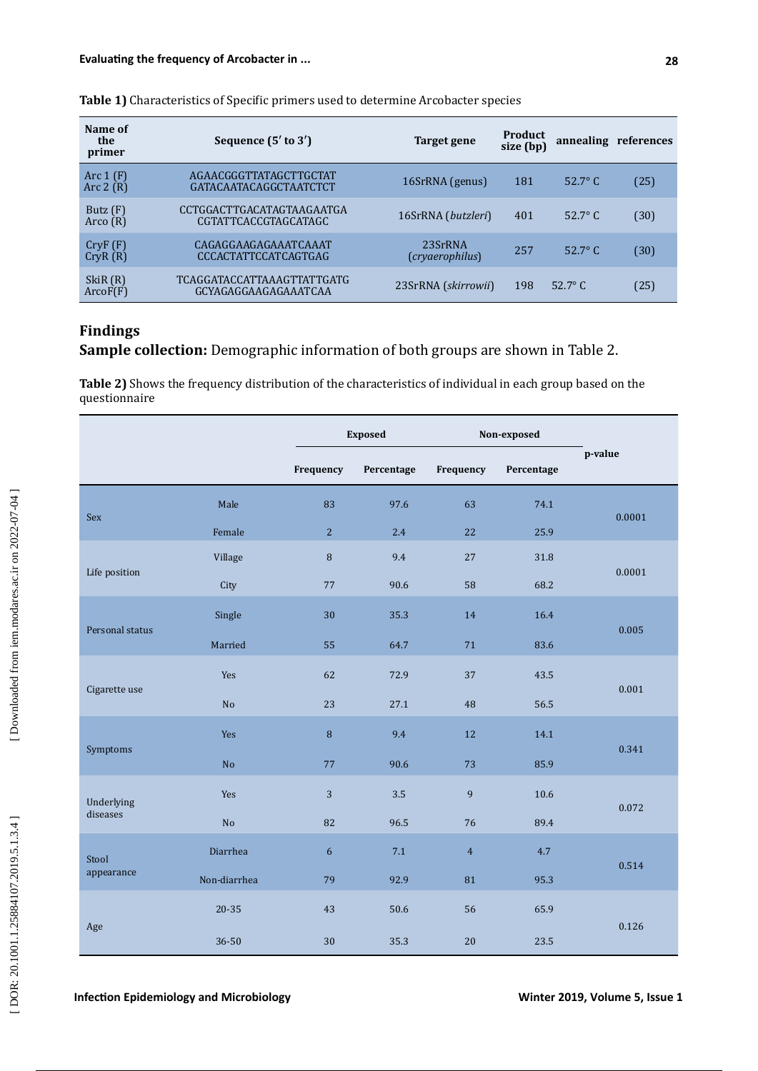**Table 1)** Characteristics of Specific primers used to determine Arcobacter species

| Name of the primer | Sequence (5′ to 3′) | Target gene | Product size (bp) | annealing | references |
|---|---|---|---|---|---|
| Arc 1 (F)<br>Arc 2 (R) | AGAACGGGTTATAGCTTGCTAT<br>GATACAATACAGGCTAATCTCT | 16SrRNA (genus) | 181 | 52.7° C | (25) |
| Butz (F)<br>Arco (R) | CCTGGACTTGACATAGTAAGAATGA<br>CGTATTCACCGTAGCATAGC | 16SrRNA (*butzleri*) | 401 | 52.7° C | (30) |
| CryF (F)<br>CryR (R) | CAGAGGAAGAGAAATCAAAT<br>CCCACTATTCCATCAGTGAG | 23SrRNA (*cryaerophilus*) | 257 | 52.7° C | (30) |
| SkiR (R)<br>ArcoF(F) | TCAGGATACCATTAAAGTTATTGATG<br>GCYAGAGGAAGAGAAATCAA | 23SrRNA (*skirrowii*) | 198 | 52.7° C | (25) |

## Findings

**Sample collection:** Demographic information of both groups are shown in Table 2.

**Table 2)** Shows the frequency distribution of the characteristics of individual in each group based on the questionnaire

| | | Exposed | | Non-exposed | | p-value |
|---|---|---|---|---|---|---|
| | | Frequency | Percentage | Frequency | Percentage | |
| Sex | Male | 83 | 97.6 | 63 | 74.1 | 0.0001 |
| | Female | 2 | 2.4 | 22 | 25.9 | |
| Life position | Village | 8 | 9.4 | 27 | 31.8 | 0.0001 |
| | City | 77 | 90.6 | 58 | 68.2 | |
| Personal status | Single | 30 | 35.3 | 14 | 16.4 | 0.005 |
| | Married | 55 | 64.7 | 71 | 83.6 | |
| Cigarette use | Yes | 62 | 72.9 | 37 | 43.5 | 0.001 |
| | No | 23 | 27.1 | 48 | 56.5 | |
| Symptoms | Yes | 8 | 9.4 | 12 | 14.1 | 0.341 |
| | No | 77 | 90.6 | 73 | 85.9 | |
| Underlying diseases | Yes | 3 | 3.5 | 9 | 10.6 | 0.072 |
| | No | 82 | 96.5 | 76 | 89.4 | |
| Stool appearance | Diarrhea | 6 | 7.1 | 4 | 4.7 | 0.514 |
| | Non-diarrhea | 79 | 92.9 | 81 | 95.3 | |
| Age | 20-35 | 43 | 50.6 | 56 | 65.9 | 0.126 |
| | 36-50 | 30 | 35.3 | 20 | 23.5 | |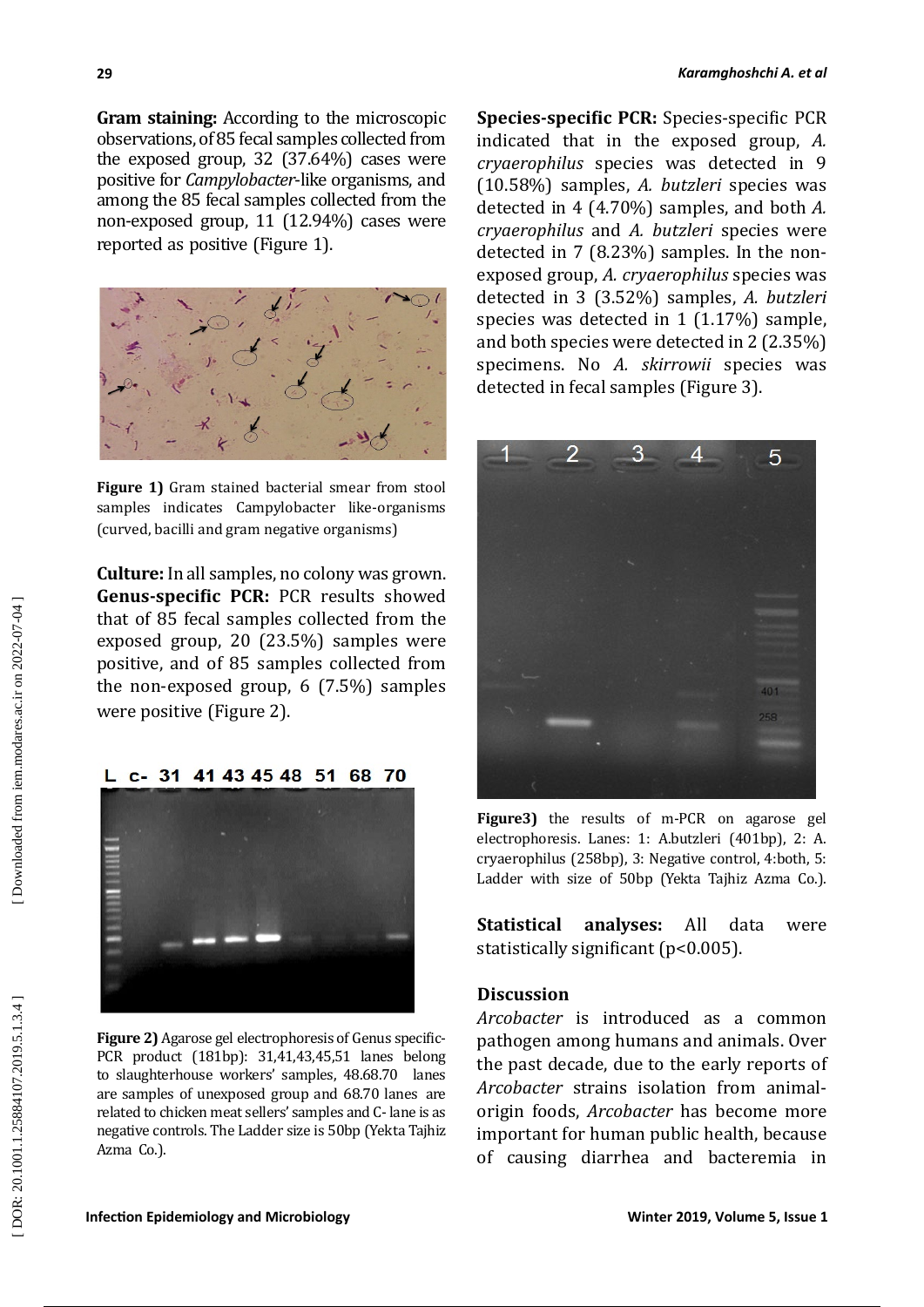**Gram staining:** According to the microscopic observations, of 85 fecal samples collected from the exposed group, 32 (37.64%) cases were positive for *Campylobacter*-like organisms, and among the 85 fecal samples collected from the non-exposed group, 11 (12.94%) cases were reported as positive (Figure 1).

**Figure 1)** Gram stained bacterial smear from stool samples indicates Campylobacter like-organisms (curved, bacilli and gram negative organisms)

**Culture:** In all samples, no colony was grown.

**Genus-specific PCR:** PCR results showed that of 85 fecal samples collected from the exposed group, 20 (23.5%) samples were positive, and of 85 samples collected from the non-exposed group, 6 (7.5%) samples were positive (Figure 2).

**Figure 2)** Agarose gel electrophoresis of Genus specific-PCR product (181bp): 31,41,43,45,51 lanes belong to slaughterhouse workers' samples, 48.68.70 lanes are samples of unexposed group and 68.70 lanes are related to chicken meat sellers' samples and C- lane is as negative controls. The Ladder size is 50bp (Yekta Tajhiz Azma Co.).

**Species-specific PCR:** Species-specific PCR indicated that in the exposed group, *A. cryaerophilus* species was detected in 9 (10.58%) samples, *A. butzleri* species was detected in 4 (4.70%) samples, and both *A. cryaerophilus* and *A. butzleri* species were detected in 7 (8.23%) samples. In the non-exposed group, *A. cryaerophilus* species was detected in 3 (3.52%) samples, *A. butzleri* species was detected in 1 (1.17%) sample, and both species were detected in 2 (2.35%) specimens. No *A. skirrowii* species was detected in fecal samples (Figure 3).

**Figure3)** the results of m-PCR on agarose gel electrophoresis. Lanes: 1: A.butzleri (401bp), 2: A. cryaerophilus (258bp), 3: Negative control, 4:both, 5: Ladder with size of 50bp (Yekta Tajhiz Azma Co.).

**Statistical analyses:** All data were statistically significant ($p<0.005$).

## Discussion

*Arcobacter* is introduced as a common pathogen among humans and animals. Over the past decade, due to the early reports of *Arcobacter* strains isolation from animal-origin foods, *Arcobacter* has become more important for human public health, because of causing diarrhea and bacteremia in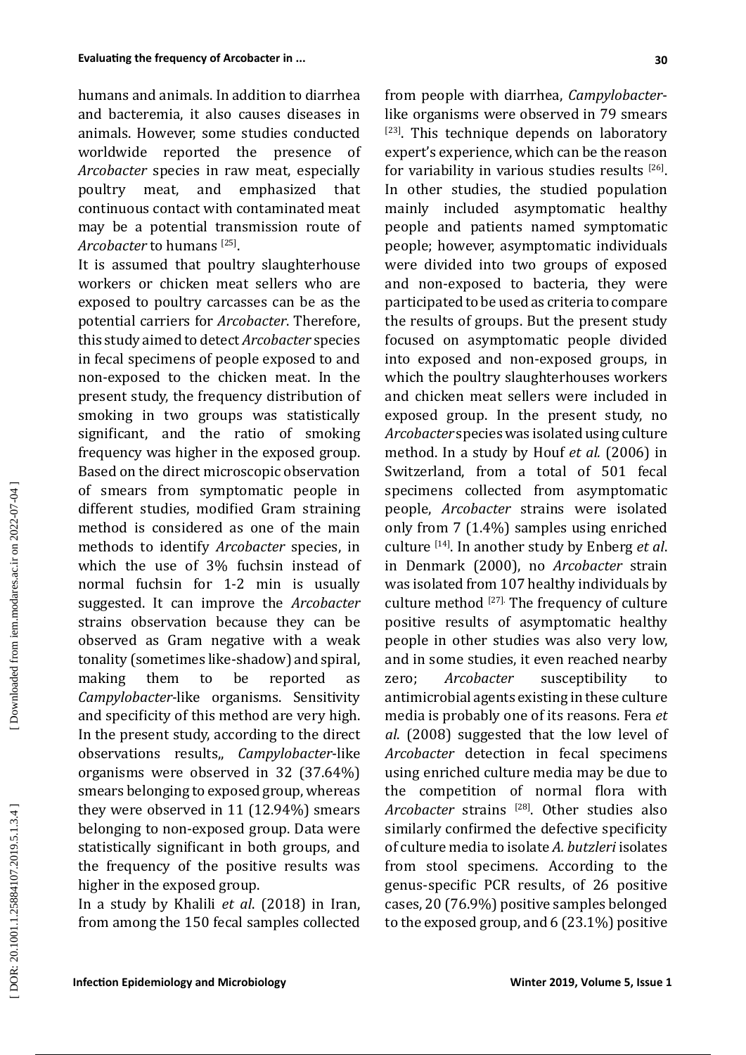humans and animals. In addition to diarrhea and bacteremia, it also causes diseases in animals. However, some studies conducted worldwide reported the presence of *Arcobacter* species in raw meat, especially poultry meat, and emphasized that continuous contact with contaminated meat may be a potential transmission route of *Arcobacter* to humans [25].

It is assumed that poultry slaughterhouse workers or chicken meat sellers who are exposed to poultry carcasses can be as the potential carriers for *Arcobacter*. Therefore, this study aimed to detect *Arcobacter* species in fecal specimens of people exposed to and non-exposed to the chicken meat. In the present study, the frequency distribution of smoking in two groups was statistically significant, and the ratio of smoking frequency was higher in the exposed group. Based on the direct microscopic observation of smears from symptomatic people in different studies, modified Gram straining method is considered as one of the main methods to identify *Arcobacter* species, in which the use of 3% fuchsin instead of normal fuchsin for 1-2 min is usually suggested. It can improve the *Arcobacter* strains observation because they can be observed as Gram negative with a weak tonality (sometimes like-shadow) and spiral, making them to be reported as *Campylobacter*-like organisms. Sensitivity and specificity of this method are very high. In the present study, according to the direct observations results,, *Campylobacter*-like organisms were observed in 32 (37.64%) smears belonging to exposed group, whereas they were observed in 11 (12.94%) smears belonging to non-exposed group. Data were statistically significant in both groups, and the frequency of the positive results was higher in the exposed group.

In a study by Khalili *et al*. (2018) in Iran, from among the 150 fecal samples collected from people with diarrhea, *Campylobacter*-like organisms were observed in 79 smears [23]. This technique depends on laboratory expert's experience, which can be the reason for variability in various studies results [26]. In other studies, the studied population mainly included asymptomatic healthy people and patients named symptomatic people; however, asymptomatic individuals were divided into two groups of exposed and non-exposed to bacteria, they were participated to be used as criteria to compare the results of groups. But the present study focused on asymptomatic people divided into exposed and non-exposed groups, in which the poultry slaughterhouses workers and chicken meat sellers were included in exposed group. In the present study, no *Arcobacter* species was isolated using culture method. In a study by Houf *et al.* (2006) in Switzerland, from a total of 501 fecal specimens collected from asymptomatic people, *Arcobacter* strains were isolated only from 7 (1.4%) samples using enriched culture [14]. In another study by Enberg *et al*. in Denmark (2000), no *Arcobacter* strain was isolated from 107 healthy individuals by culture method [27]. The frequency of culture positive results of asymptomatic healthy people in other studies was also very low, and in some studies, it even reached nearby zero; *Arcobacter* susceptibility to antimicrobial agents existing in these culture media is probably one of its reasons. Fera *et al*. (2008) suggested that the low level of *Arcobacter* detection in fecal specimens using enriched culture media may be due to the competition of normal flora with *Arcobacter* strains [28]. Other studies also similarly confirmed the defective specificity of culture media to isolate *A. butzleri* isolates from stool specimens. According to the genus-specific PCR results, of 26 positive cases, 20 (76.9%) positive samples belonged to the exposed group, and 6 (23.1%) positive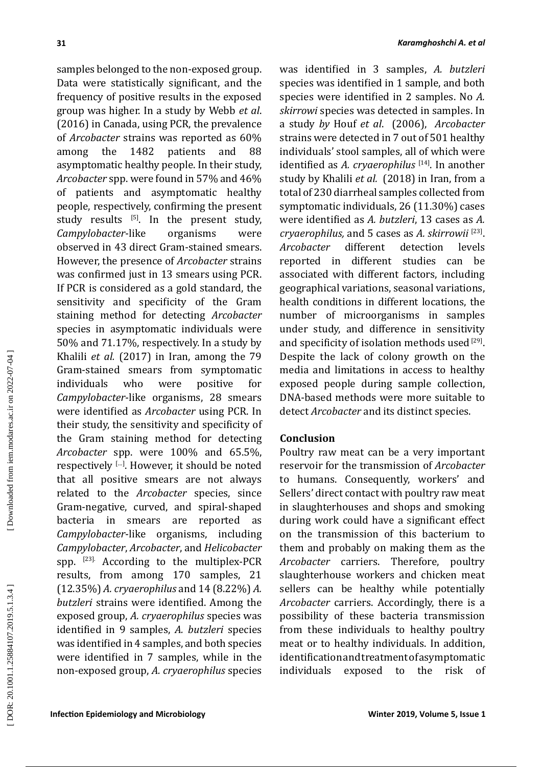samples belonged to the non-exposed group. Data were statistically significant, and the frequency of positive results in the exposed group was higher. In a study by Webb *et al*. (2016) in Canada, using PCR, the prevalence of *Arcobacter* strains was reported as 60% among the 1482 patients and 88 asymptomatic healthy people. In their study, *Arcobacter* spp. were found in 57% and 46% of patients and asymptomatic healthy people, respectively, confirming the present study results [5]. In the present study, *Campylobacter*-like organisms were observed in 43 direct Gram-stained smears. However, the presence of *Arcobacter* strains was confirmed just in 13 smears using PCR. If PCR is considered as a gold standard, the sensitivity and specificity of the Gram staining method for detecting *Arcobacter* species in asymptomatic individuals were 50% and 71.17%, respectively. In a study by Khalili *et al.* (2017) in Iran, among the 79 Gram-stained smears from symptomatic individuals who were positive for *Campylobacter*-like organisms, 28 smears were identified as *Arcobacter* using PCR. In their study, the sensitivity and specificity of the Gram staining method for detecting *Arcobacter* spp. were 100% and 65.5%, respectively [...]. However, it should be noted that all positive smears are not always related to the *Arcobacter* species, since Gram-negative, curved, and spiral-shaped bacteria in smears are reported as *Campylobacter*-like organisms, including *Campylobacter*, *Arcobacter*, and *Helicobacter* spp. [23]. According to the multiplex-PCR results, from among 170 samples, 21 (12.35%) *A. cryaerophilus* and 14 (8.22%) *A. butzleri* strains were identified. Among the exposed group, *A. cryaerophilus* species was identified in 9 samples, *A. butzleri* species was identified in 4 samples, and both species were identified in 7 samples, while in the non-exposed group, *A. cryaerophilus* species was identified in 3 samples, *A. butzleri* species was identified in 1 sample, and both species were identified in 2 samples. No *A. skirrowi* species was detected in samples. In a study *by* Houf *et al*. (2006), *Arcobacter* strains were detected in 7 out of 501 healthy individuals' stool samples, all of which were identified as *A. cryaerophilus* [14]. In another study by Khalili *et al.* (2018) in Iran, from a total of 230 diarrheal samples collected from symptomatic individuals, 26 (11.30%) cases were identified as *A. butzleri*, 13 cases as *A. cryaerophilus,* and 5 cases as *A. skirrowii* [23]. *Arcobacter* different detection levels reported in different studies can be associated with different factors, including geographical variations, seasonal variations, health conditions in different locations, the number of microorganisms in samples under study, and difference in sensitivity and specificity of isolation methods used [29]. Despite the lack of colony growth on the media and limitations in access to healthy exposed people during sample collection, DNA-based methods were more suitable to detect *Arcobacter* and its distinct species.

## Conclusion

Poultry raw meat can be a very important reservoir for the transmission of *Arcobacter* to humans. Consequently, workers' and Sellers' direct contact with poultry raw meat in slaughterhouses and shops and smoking during work could have a significant effect on the transmission of this bacterium to them and probably on making them as the *Arcobacter* carriers. Therefore, poultry slaughterhouse workers and chicken meat sellers can be healthy while potentially *Arcobacter* carriers. Accordingly, there is a possibility of these bacteria transmission from these individuals to healthy poultry meat or to healthy individuals. In addition, identification and treatment of asymptomatic individuals exposed to the risk of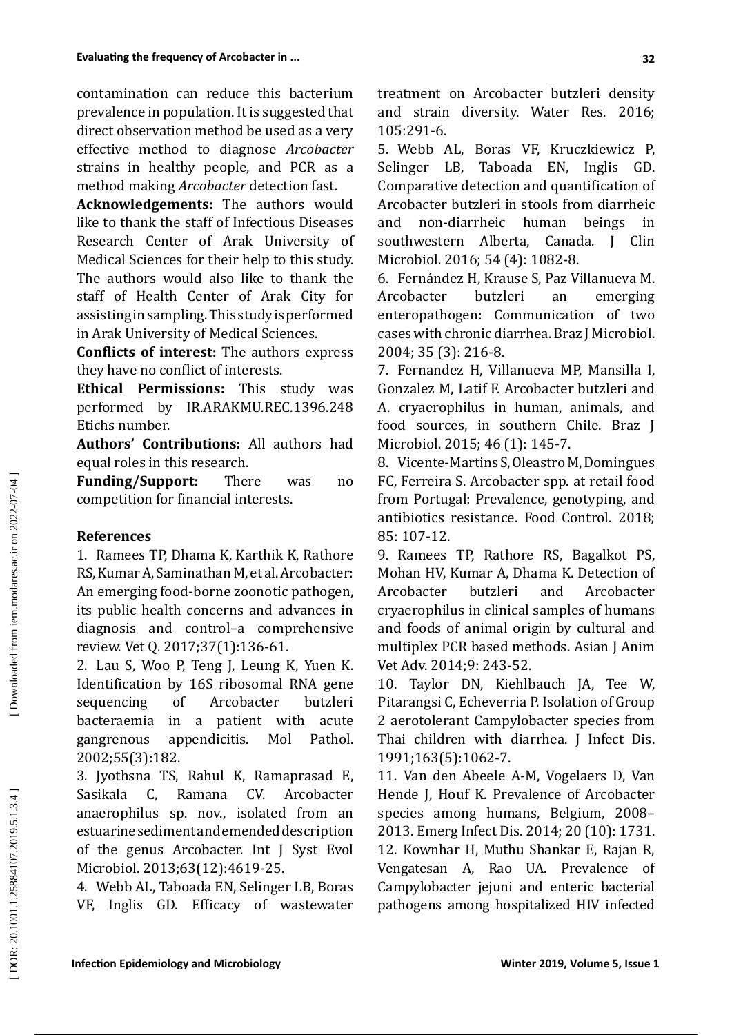contamination can reduce this bacterium prevalence in population. It is suggested that direct observation method be used as a very effective method to diagnose *Arcobacter* strains in healthy people, and PCR as a method making *Arcobacter* detection fast.

**Acknowledgements:** The authors would like to thank the staff of Infectious Diseases Research Center of Arak University of Medical Sciences for their help to this study. The authors would also like to thank the staff of Health Center of Arak City for assisting in sampling. This study is performed in Arak University of Medical Sciences.

**Conflicts of interest:** The authors express they have no conflict of interests.

**Ethical Permissions:** This study was performed by IR.ARAKMU.REC.1396.248 Etichs number.

**Authors' Contributions:** All authors had equal roles in this research.

**Funding/Support:** There was no competition for financial interests.

## References

1. Ramees TP, Dhama K, Karthik K, Rathore RS, Kumar A, Saminathan M, et al. Arcobacter: An emerging food-borne zoonotic pathogen, its public health concerns and advances in diagnosis and control–a comprehensive review. Vet Q. 2017;37(1):136-61.
2. Lau S, Woo P, Teng J, Leung K, Yuen K. Identification by 16S ribosomal RNA gene sequencing of Arcobacter butzleri bacteraemia in a patient with acute gangrenous appendicitis. Mol Pathol. 2002;55(3):182.
3. Jyothsna TS, Rahul K, Ramaprasad E, Sasikala C, Ramana CV. Arcobacter anaerophilus sp. nov., isolated from an estuarine sediment and emended description of the genus Arcobacter. Int J Syst Evol Microbiol. 2013;63(12):4619-25.
4. Webb AL, Taboada EN, Selinger LB, Boras VF, Inglis GD. Efficacy of wastewater treatment on Arcobacter butzleri density and strain diversity. Water Res. 2016; 105:291-6.
5. Webb AL, Boras VF, Kruczkiewicz P, Selinger LB, Taboada EN, Inglis GD. Comparative detection and quantification of Arcobacter butzleri in stools from diarrheic and non-diarrheic human beings in southwestern Alberta, Canada. J Clin Microbiol. 2016; 54 (4): 1082-8.
6. Fernández H, Krause S, Paz Villanueva M. Arcobacter butzleri an emerging enteropathogen: Communication of two cases with chronic diarrhea. Braz J Microbiol. 2004; 35 (3): 216-8.
7. Fernandez H, Villanueva MP, Mansilla I, Gonzalez M, Latif F. Arcobacter butzleri and A. cryaerophilus in human, animals, and food sources, in southern Chile. Braz J Microbiol. 2015; 46 (1): 145-7.
8. Vicente-Martins S, Oleastro M, Domingues FC, Ferreira S. Arcobacter spp. at retail food from Portugal: Prevalence, genotyping, and antibiotics resistance. Food Control. 2018; 85: 107-12.
9. Ramees TP, Rathore RS, Bagalkot PS, Mohan HV, Kumar A, Dhama K. Detection of Arcobacter butzleri and Arcobacter cryaerophilus in clinical samples of humans and foods of animal origin by cultural and multiplex PCR based methods. Asian J Anim Vet Adv. 2014;9: 243-52.
10. Taylor DN, Kiehlbauch JA, Tee W, Pitarangsi C, Echeverria P. Isolation of Group 2 aerotolerant Campylobacter species from Thai children with diarrhea. J Infect Dis. 1991;163(5):1062-7.
11. Van den Abeele A-M, Vogelaers D, Van Hende J, Houf K. Prevalence of Arcobacter species among humans, Belgium, 2008–2013. Emerg Infect Dis. 2014; 20 (10): 1731.
12. Kownhar H, Muthu Shankar E, Rajan R, Vengatesan A, Rao UA. Prevalence of Campylobacter jejuni and enteric bacterial pathogens among hospitalized HIV infected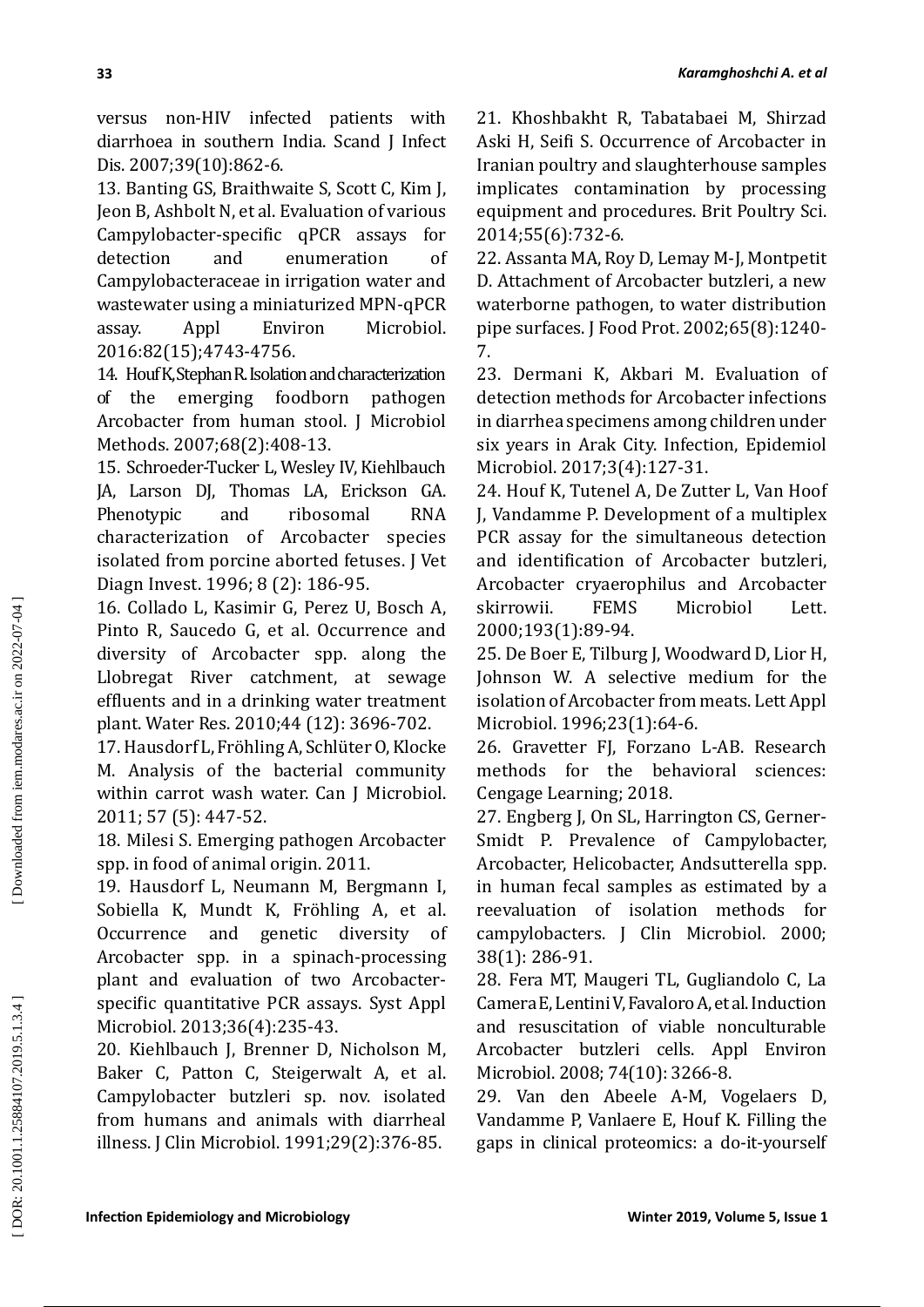versus non-HIV infected patients with diarrhoea in southern India. Scand J Infect Dis. 2007;39(10):862-6.

13. Banting GS, Braithwaite S, Scott C, Kim J, Jeon B, Ashbolt N, et al. Evaluation of various Campylobacter-specific qPCR assays for detection and enumeration of Campylobacteraceae in irrigation water and wastewater using a miniaturized MPN-qPCR assay. Appl Environ Microbiol. 2016:82(15);4743-4756.

14. Houf K, Stephan R. Isolation and characterization of the emerging foodborn pathogen Arcobacter from human stool. J Microbiol Methods. 2007;68(2):408-13.

15. Schroeder-Tucker L, Wesley IV, Kiehlbauch JA, Larson DJ, Thomas LA, Erickson GA. Phenotypic and ribosomal RNA characterization of Arcobacter species isolated from porcine aborted fetuses. J Vet Diagn Invest. 1996; 8 (2): 186-95.

16. Collado L, Kasimir G, Perez U, Bosch A, Pinto R, Saucedo G, et al. Occurrence and diversity of Arcobacter spp. along the Llobregat River catchment, at sewage effluents and in a drinking water treatment plant. Water Res. 2010;44 (12): 3696-702.

17. Hausdorf L, Fröhling A, Schlüter O, Klocke M. Analysis of the bacterial community within carrot wash water. Can J Microbiol. 2011; 57 (5): 447-52.

18. Milesi S. Emerging pathogen Arcobacter spp. in food of animal origin. 2011.

19. Hausdorf L, Neumann M, Bergmann I, Sobiella K, Mundt K, Fröhling A, et al. Occurrence and genetic diversity of Arcobacter spp. in a spinach-processing plant and evaluation of two Arcobacter-specific quantitative PCR assays. Syst Appl Microbiol. 2013;36(4):235-43.

20. Kiehlbauch J, Brenner D, Nicholson M, Baker C, Patton C, Steigerwalt A, et al. Campylobacter butzleri sp. nov. isolated from humans and animals with diarrheal illness. J Clin Microbiol. 1991;29(2):376-85.

21. Khoshbakht R, Tabatabaei M, Shirzad Aski H, Seifi S. Occurrence of Arcobacter in Iranian poultry and slaughterhouse samples implicates contamination by processing equipment and procedures. Brit Poultry Sci. 2014;55(6):732-6.

22. Assanta MA, Roy D, Lemay M-J, Montpetit D. Attachment of Arcobacter butzleri, a new waterborne pathogen, to water distribution pipe surfaces. J Food Prot. 2002;65(8):1240-7.

23. Dermani K, Akbari M. Evaluation of detection methods for Arcobacter infections in diarrhea specimens among children under six years in Arak City. Infection, Epidemiol Microbiol. 2017;3(4):127-31.

24. Houf K, Tutenel A, De Zutter L, Van Hoof J, Vandamme P. Development of a multiplex PCR assay for the simultaneous detection and identification of Arcobacter butzleri, Arcobacter cryaerophilus and Arcobacter skirrowii. FEMS Microbiol Lett. 2000;193(1):89-94.

25. De Boer E, Tilburg J, Woodward D, Lior H, Johnson W. A selective medium for the isolation of Arcobacter from meats. Lett Appl Microbiol. 1996;23(1):64-6.

26. Gravetter FJ, Forzano L-AB. Research methods for the behavioral sciences: Cengage Learning; 2018.

27. Engberg J, On SL, Harrington CS, Gerner-Smidt P. Prevalence of Campylobacter, Arcobacter, Helicobacter, Andsutterella spp. in human fecal samples as estimated by a reevaluation of isolation methods for campylobacters. J Clin Microbiol. 2000; 38(1): 286-91.

28. Fera MT, Maugeri TL, Gugliandolo C, La Camera E, Lentini V, Favaloro A, et al. Induction and resuscitation of viable nonculturable Arcobacter butzleri cells. Appl Environ Microbiol. 2008; 74(10): 3266-8.

29. Van den Abeele A-M, Vogelaers D, Vandamme P, Vanlaere E, Houf K. Filling the gaps in clinical proteomics: a do-it-yourself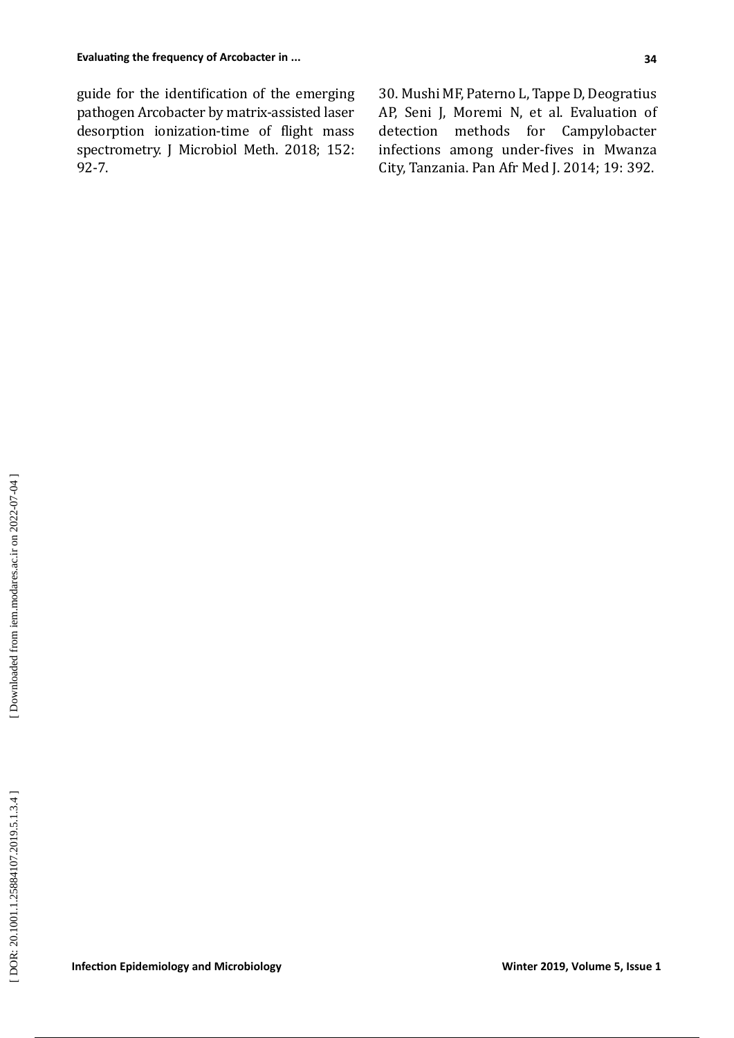guide for the identification of the emerging pathogen Arcobacter by matrix-assisted laser desorption ionization-time of flight mass spectrometry. J Microbiol Meth. 2018; 152: 92-7.

30. Mushi MF, Paterno L, Tappe D, Deogratius AP, Seni J, Moremi N, et al. Evaluation of detection methods for Campylobacter infections among under-fives in Mwanza City, Tanzania. Pan Afr Med J. 2014; 19: 392.